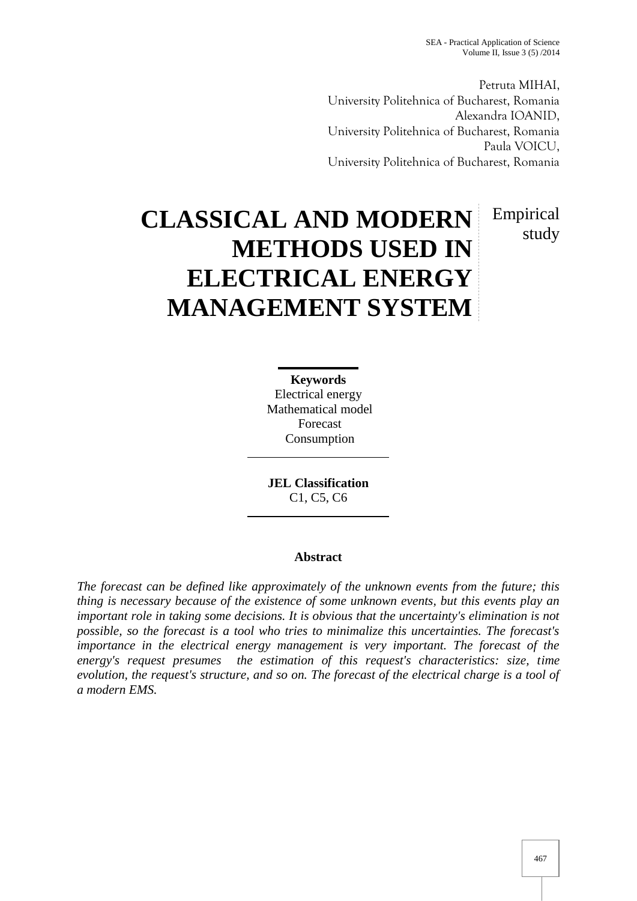Petruta MIHAI,
University Politehnica of Bucharest, Romania
Alexandra IOANID,
University Politehnica of Bucharest, Romania
Paula VOICU,
University Politehnica of Bucharest, Romania

# CLASSICAL AND MODERN METHODS USED IN ELECTRICAL ENERGY MANAGEMENT SYSTEM

Empirical study

**Keywords**
Electrical energy
Mathematical model
Forecast
Consumption

**JEL Classification**
C1, C5, C6

**Abstract**

*The forecast can be defined like approximately of the unknown events from the future; this thing is necessary because of the existence of some unknown events, but this events play an important role in taking some decisions. It is obvious that the uncertainty's elimination is not possible, so the forecast is a tool who tries to minimalize this uncertainties. The forecast's importance in the electrical energy management is very important. The forecast of the energy's request presumes the estimation of this request's characteristics: size, time evolution, the request's structure, and so on. The forecast of the electrical charge is a tool of a modern EMS.*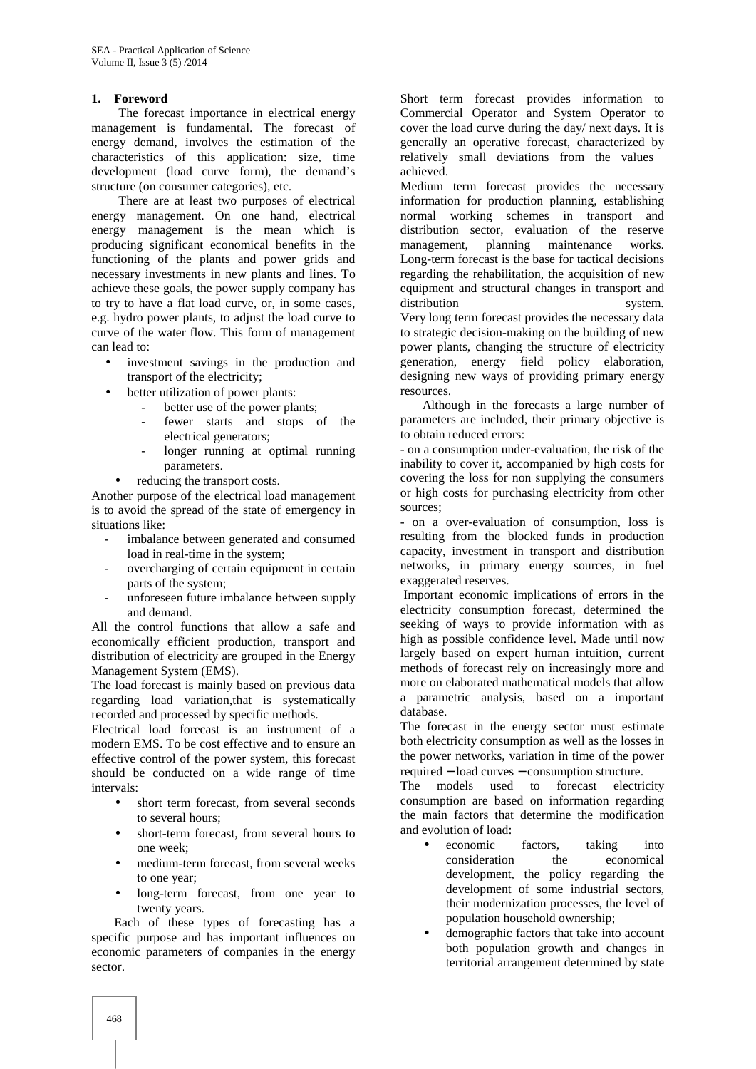## 1. Foreword

The forecast importance in electrical energy management is fundamental. The forecast of energy demand, involves the estimation of the characteristics of this application: size, time development (load curve form), the demand's structure (on consumer categories), etc.

There are at least two purposes of electrical energy management. On one hand, electrical energy management is the mean which is producing significant economical benefits in the functioning of the plants and power grids and necessary investments in new plants and lines. To achieve these goals, the power supply company has to try to have a flat load curve, or, in some cases, e.g. hydro power plants, to adjust the load curve to curve of the water flow. This form of management can lead to:

- investment savings in the production and transport of the electricity;
- better utilization of power plants:
  - better use of the power plants;
  - fewer starts and stops of the electrical generators;
  - longer running at optimal running parameters.
- reducing the transport costs.

Another purpose of the electrical load management is to avoid the spread of the state of emergency in situations like:

- imbalance between generated and consumed load in real-time in the system;
- overcharging of certain equipment in certain parts of the system;
- unforeseen future imbalance between supply and demand.

All the control functions that allow a safe and economically efficient production, transport and distribution of electricity are grouped in the Energy Management System (EMS).

The load forecast is mainly based on previous data regarding load variation,that is systematically recorded and processed by specific methods.

Electrical load forecast is an instrument of a modern EMS. To be cost effective and to ensure an effective control of the power system, this forecast should be conducted on a wide range of time intervals:

- short term forecast, from several seconds to several hours;
- short-term forecast, from several hours to one week;
- medium-term forecast, from several weeks to one year;
- long-term forecast, from one year to twenty years.

Each of these types of forecasting has a specific purpose and has important influences on economic parameters of companies in the energy sector.

Short term forecast provides information to Commercial Operator and System Operator to cover the load curve during the day/ next days. It is generally an operative forecast, characterized by relatively small deviations from the values achieved.

Medium term forecast provides the necessary information for production planning, establishing normal working schemes in transport and distribution sector, evaluation of the reserve management, planning maintenance works.

Long-term forecast is the base for tactical decisions regarding the rehabilitation, the acquisition of new equipment and structural changes in transport and distribution system.

Very long term forecast provides the necessary data to strategic decision-making on the building of new power plants, changing the structure of electricity generation, energy field policy elaboration, designing new ways of providing primary energy resources.

Although in the forecasts a large number of parameters are included, their primary objective is to obtain reduced errors:

- on a consumption under-evaluation, the risk of the inability to cover it, accompanied by high costs for covering the loss for non supplying the consumers or high costs for purchasing electricity from other sources;

- on a over-evaluation of consumption, loss is resulting from the blocked funds in production capacity, investment in transport and distribution networks, in primary energy sources, in fuel exaggerated reserves.

Important economic implications of errors in the electricity consumption forecast, determined the seeking of ways to provide information with as high as possible confidence level. Made until now largely based on expert human intuition, current methods of forecast rely on increasingly more and more on elaborated mathematical models that allow a parametric analysis, based on a important database.

The forecast in the energy sector must estimate both electricity consumption as well as the losses in the power networks, variation in time of the power required – load curves – consumption structure.

The models used to forecast electricity consumption are based on information regarding the main factors that determine the modification and evolution of load:

- economic factors, taking into consideration the economical development, the policy regarding the development of some industrial sectors, their modernization processes, the level of population household ownership;
- demographic factors that take into account both population growth and changes in territorial arrangement determined by state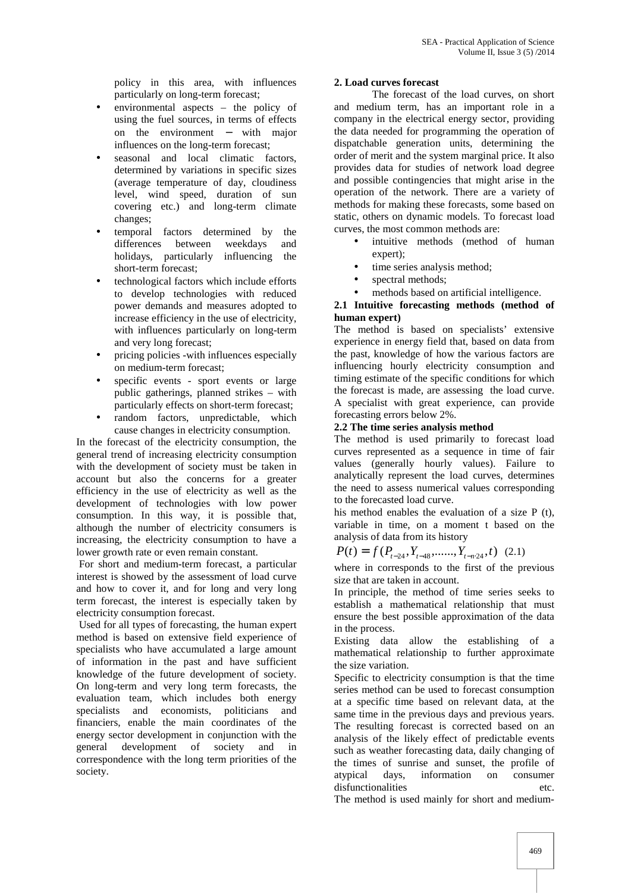policy in this area, with influences particularly on long-term forecast;

- environmental aspects – the policy of using the fuel sources, in terms of effects on the environment − with major influences on the long-term forecast;
- seasonal and local climatic factors, determined by variations in specific sizes (average temperature of day, cloudiness level, wind speed, duration of sun covering etc.) and long-term climate changes;
- temporal factors determined by the differences between weekdays and holidays, particularly influencing the short-term forecast;
- technological factors which include efforts to develop technologies with reduced power demands and measures adopted to increase efficiency in the use of electricity, with influences particularly on long-term and very long forecast;
- pricing policies -with influences especially on medium-term forecast;
- specific events - sport events or large public gatherings, planned strikes – with particularly effects on short-term forecast;
- random factors, unpredictable, which cause changes in electricity consumption.

In the forecast of the electricity consumption, the general trend of increasing electricity consumption with the development of society must be taken in account but also the concerns for a greater efficiency in the use of electricity as well as the development of technologies with low power consumption. In this way, it is possible that, although the number of electricity consumers is increasing, the electricity consumption to have a lower growth rate or even remain constant.

For short and medium-term forecast, a particular interest is showed by the assessment of load curve and how to cover it, and for long and very long term forecast, the interest is especially taken by electricity consumption forecast.

Used for all types of forecasting, the human expert method is based on extensive field experience of specialists who have accumulated a large amount of information in the past and have sufficient knowledge of the future development of society. On long-term and very long term forecasts, the evaluation team, which includes both energy specialists and economists, politicians and financiers, enable the main coordinates of the energy sector development in conjunction with the general development of society and in correspondence with the long term priorities of the society.

**2. Load curves forecast**

The forecast of the load curves, on short and medium term, has an important role in a company in the electrical energy sector, providing the data needed for programming the operation of dispatchable generation units, determining the order of merit and the system marginal price. It also provides data for studies of network load degree and possible contingencies that might arise in the operation of the network. There are a variety of methods for making these forecasts, some based on static, others on dynamic models. To forecast load curves, the most common methods are:

- intuitive methods (method of human expert);
- time series analysis method;
- spectral methods;
- methods based on artificial intelligence.

**2.1 Intuitive forecasting methods (method of human expert)**

The method is based on specialists' extensive experience in energy field that, based on data from the past, knowledge of how the various factors are influencing hourly electricity consumption and timing estimate of the specific conditions for which the forecast is made, are assessing the load curve. A specialist with great experience, can provide forecasting errors below 2%.

**2.2 The time series analysis method**

The method is used primarily to forecast load curves represented as a sequence in time of fair values (generally hourly values). Failure to analytically represent the load curves, determines the need to assess numerical values corresponding to the forecasted load curve.

his method enables the evaluation of a size P (t), variable in time, on a moment t based on the analysis of data from its history

$$P(t) = f(P_{t-24}, Y_{t-48}, ......, Y_{t-n \cdot 24}, t) \quad (2.1)$$

where in corresponds to the first of the previous size that are taken in account.

In principle, the method of time series seeks to establish a mathematical relationship that must ensure the best possible approximation of the data in the process.

Existing data allow the establishing of a mathematical relationship to further approximate the size variation.

Specific to electricity consumption is that the time series method can be used to forecast consumption at a specific time based on relevant data, at the same time in the previous days and previous years. The resulting forecast is corrected based on an analysis of the likely effect of predictable events such as weather forecasting data, daily changing of the times of sunrise and sunset, the profile of atypical days, information on consumer disfunctionalities etc.

The method is used mainly for short and medium-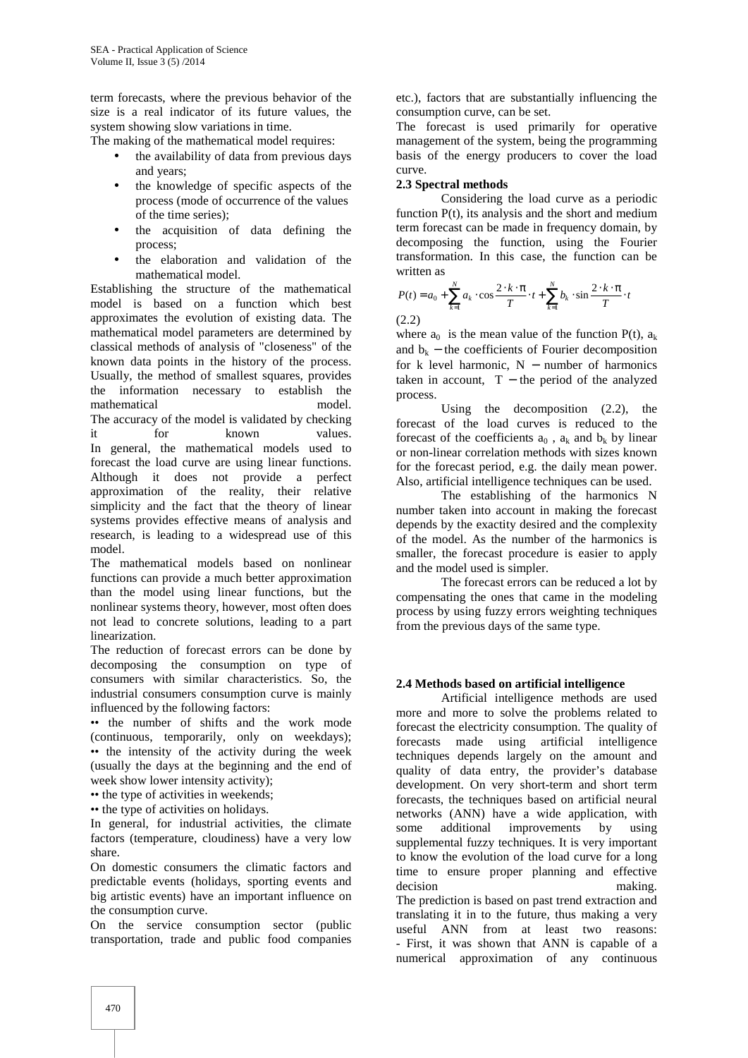term forecasts, where the previous behavior of the size is a real indicator of its future values, the system showing slow variations in time.

The making of the mathematical model requires:

- the availability of data from previous days and years;
- the knowledge of specific aspects of the process (mode of occurrence of the values of the time series);
- the acquisition of data defining the process;
- the elaboration and validation of the mathematical model.

Establishing the structure of the mathematical model is based on a function which best approximates the evolution of existing data. The mathematical model parameters are determined by classical methods of analysis of "closeness" of the known data points in the history of the process. Usually, the method of smallest squares, provides the information necessary to establish the mathematical model.

The accuracy of the model is validated by checking it for known values.

In general, the mathematical models used to forecast the load curve are using linear functions. Although it does not provide a perfect approximation of the reality, their relative simplicity and the fact that the theory of linear systems provides effective means of analysis and research, is leading to a widespread use of this model.

The mathematical models based on nonlinear functions can provide a much better approximation than the model using linear functions, but the nonlinear systems theory, however, most often does not lead to concrete solutions, leading to a part linearization.

The reduction of forecast errors can be done by decomposing the consumption on type of consumers with similar characteristics. So, the industrial consumers consumption curve is mainly influenced by the following factors:

•• the number of shifts and the work mode (continuous, temporarily, only on weekdays);

•• the intensity of the activity during the week (usually the days at the beginning and the end of week show lower intensity activity);

•• the type of activities in weekends;

•• the type of activities on holidays.

In general, for industrial activities, the climate factors (temperature, cloudiness) have a very low share.

On domestic consumers the climatic factors and predictable events (holidays, sporting events and big artistic events) have an important influence on the consumption curve.

On the service consumption sector (public transportation, trade and public food companies etc.), factors that are substantially influencing the consumption curve, can be set.

The forecast is used primarily for operative management of the system, being the programming basis of the energy producers to cover the load curve.

**2.3 Spectral methods**

Considering the load curve as a periodic function P(t), its analysis and the short and medium term forecast can be made in frequency domain, by decomposing the function, using the Fourier transformation. In this case, the function can be written as

$$P(t) = a_0 + \sum_{k=1}^{N} a_k \cdot \cos\frac{2 \cdot k \cdot \pi}{T} \cdot t + \sum_{k=1}^{N} b_k \cdot \sin\frac{2 \cdot k \cdot \pi}{T} \cdot t$$

(2.2)

where $a_0$ is the mean value of the function P(t), $a_k$ and $b_k$ − the coefficients of Fourier decomposition for k level harmonic, N − number of harmonics taken in account, T − the period of the analyzed process.

Using the decomposition (2.2), the forecast of the load curves is reduced to the forecast of the coefficients $a_0$ , $a_k$ and $b_k$ by linear or non-linear correlation methods with sizes known for the forecast period, e.g. the daily mean power. Also, artificial intelligence techniques can be used.

The establishing of the harmonics N number taken into account in making the forecast depends by the exactity desired and the complexity of the model. As the number of the harmonics is smaller, the forecast procedure is easier to apply and the model used is simpler.

The forecast errors can be reduced a lot by compensating the ones that came in the modeling process by using fuzzy errors weighting techniques from the previous days of the same type.

**2.4 Methods based on artificial intelligence**

Artificial intelligence methods are used more and more to solve the problems related to forecast the electricity consumption. The quality of forecasts made using artificial intelligence techniques depends largely on the amount and quality of data entry, the provider's database development. On very short-term and short term forecasts, the techniques based on artificial neural networks (ANN) have a wide application, with some additional improvements by using supplemental fuzzy techniques. It is very important to know the evolution of the load curve for a long time to ensure proper planning and effective decision making.

The prediction is based on past trend extraction and translating it in to the future, thus making a very useful ANN from at least two reasons:

- First, it was shown that ANN is capable of a numerical approximation of any continuous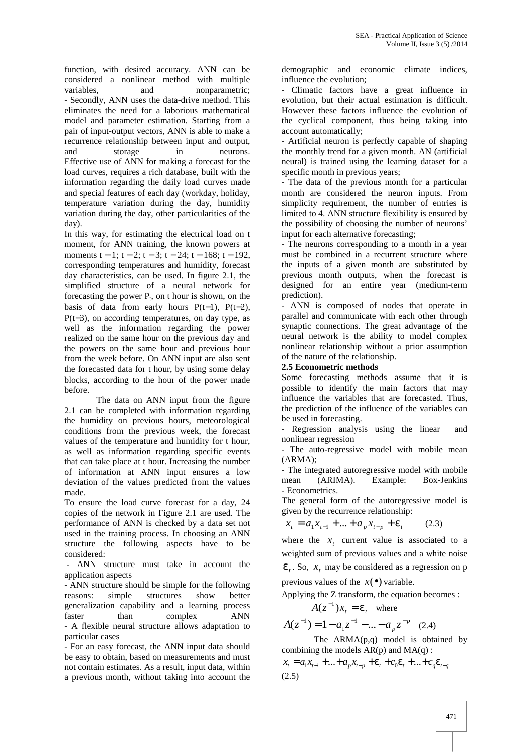function, with desired accuracy. ANN can be considered a nonlinear method with multiple variables, and nonparametric;

- Secondly, ANN uses the data-drive method. This eliminates the need for a laborious mathematical model and parameter estimation. Starting from a pair of input-output vectors, ANN is able to make a recurrence relationship between input and output, and storage in neurons.

Effective use of ANN for making a forecast for the load curves, requires a rich database, built with the information regarding the daily load curves made and special features of each day (workday, holiday, temperature variation during the day, humidity variation during the day, other particularities of the day).

In this way, for estimating the electrical load on t moment, for ANN training, the known powers at moments t − 1; t − 2; t − 3; t − 24; t − 168; t − 192, corresponding temperatures and humidity, forecast day characteristics, can be used. In figure 2.1, the simplified structure of a neural network for forecasting the power $P_t$, on t hour is shown, on the basis of data from early hours P(t−1), P(t−2), P(t−3), on according temperatures, on day type, as well as the information regarding the power realized on the same hour on the previous day and the powers on the same hour and previous hour from the week before. On ANN input are also sent the forecasted data for t hour, by using some delay blocks, according to the hour of the power made before.

The data on ANN input from the figure 2.1 can be completed with information regarding the humidity on previous hours, meteorological conditions from the previous week, the forecast values of the temperature and humidity for t hour, as well as information regarding specific events that can take place at t hour. Increasing the number of information at ANN input ensures a low deviation of the values predicted from the values made.

To ensure the load curve forecast for a day, 24 copies of the network in Figure 2.1 are used. The performance of ANN is checked by a data set not used in the training process. In choosing an ANN structure the following aspects have to be considered:

- ANN structure must take in account the application aspects
- ANN structure should be simple for the following reasons: simple structures show better generalization capability and a learning process faster than complex ANN
- A flexible neural structure allows adaptation to particular cases
- For an easy forecast, the ANN input data should be easy to obtain, based on measurements and must not contain estimates. As a result, input data, within a previous month, without taking into account the demographic and economic climate indices, influence the evolution;
- Climatic factors have a great influence in evolution, but their actual estimation is difficult. However these factors influence the evolution of the cyclical component, thus being taking into account automatically;
- Artificial neuron is perfectly capable of shaping the monthly trend for a given month. AN (artificial neural) is trained using the learning dataset for a specific month in previous years;
- The data of the previous month for a particular month are considered the neuron inputs. From simplicity requirement, the number of entries is limited to 4. ANN structure flexibility is ensured by the possibility of choosing the number of neurons' input for each alternative forecasting;
- The neurons corresponding to a month in a year must be combined in a recurrent structure where the inputs of a given month are substituted by previous month outputs, when the forecast is designed for an entire year (medium-term prediction).
- ANN is composed of nodes that operate in parallel and communicate with each other through synaptic connections. The great advantage of the neural network is the ability to model complex nonlinear relationship without a prior assumption of the nature of the relationship.

**2.5 Econometric methods**

Some forecasting methods assume that it is possible to identify the main factors that may influence the variables that are forecasted. Thus, the prediction of the influence of the variables can be used in forecasting.

- Regression analysis using the linear and nonlinear regression
- The auto-regressive model with mobile mean (ARMA);
- The integrated autoregressive model with mobile mean (ARIMA). Example: Box-Jenkins
- Econometrics.

The general form of the autoregressive model is given by the recurrence relationship:

$$x_t = a_1 x_{t-1} + ... + a_p x_{t-p} + \varepsilon_t \qquad (2.3)$$

where the $x_t$ current value is associated to a weighted sum of previous values and a white noise $\varepsilon_t$. So, $x_t$ may be considered as a regression on p previous values of the $x(\bullet)$ variable.

Applying the Z transform, the equation becomes :

$$A(z^{-1})x_t = \varepsilon_t \quad \text{where}$$

$$A(z^{-1}) = 1 - a_1 z^{-1} - ... - a_p z^{-p} \quad (2.4)$$

The ARMA(p,q) model is obtained by combining the models AR(p) and MA(q) :

$$x_t = a_1 x_{t-1} + ... + a_p x_{t-p} + \varepsilon_t + c_0 \varepsilon_t + ... + c_q \varepsilon_{t-q}$$

(2.5)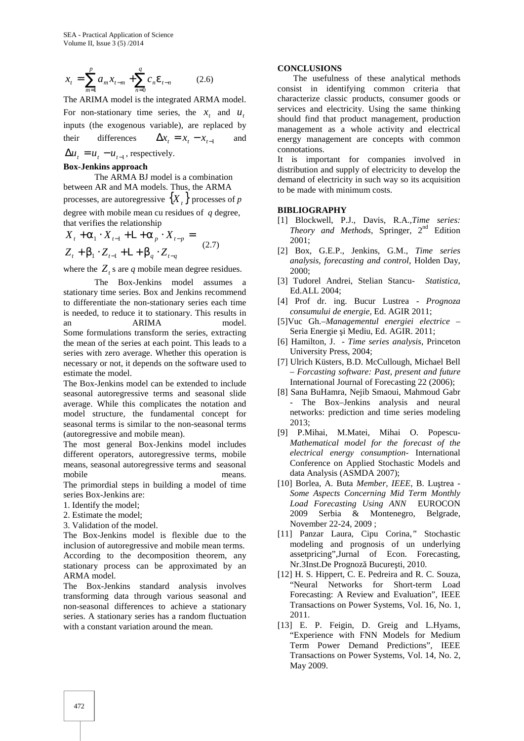$$x_t = \sum_{m=1}^{p} a_m x_{t-m} + \sum_{n=0}^{q} c_n \varepsilon_{t-n} \qquad (2.6)$$

The ARIMA model is the integrated ARMA model. For non-stationary time series, the $x_t$ and $u_t$ inputs (the exogenous variable), are replaced by their differences $\Delta x_t = x_t - x_{t-1}$ and $\Delta u_t = u_t - u_{t-1}$, respectively.

**Box-Jenkins approach**

The ARMA BJ model is a combination between AR and MA models. Thus, the ARMA processes, are autoregressive $\{X_t\}$ processes of *p* degree with mobile mean cu residues of *q* degree, that verifies the relationship

$$X_t + \alpha_1 \cdot X_{t-1} + \ldots + \alpha_p \cdot X_{t-p} = Z_t + \beta_1 \cdot Z_{t-1} + \ldots + \beta_q \cdot Z_{t-q} \qquad (2.7)$$

where the $Z_t$ s are *q* mobile mean degree residues.

The Box-Jenkins model assumes a stationary time series. Box and Jenkins recommend to differentiate the non-stationary series each time is needed, to reduce it to stationary. This results in an ARIMA model. Some formulations transform the series, extracting the mean of the series at each point. This leads to a series with zero average. Whether this operation is necessary or not, it depends on the software used to estimate the model.

The Box-Jenkins model can be extended to include seasonal autoregressive terms and seasonal slide average. While this complicates the notation and model structure, the fundamental concept for seasonal terms is similar to the non-seasonal terms (autoregressive and mobile mean).

The most general Box-Jenkins model includes different operators, autoregressive terms, mobile means, seasonal autoregressive terms and seasonal mobile means.

The primordial steps in building a model of time series Box-Jenkins are:

1. Identify the model;
2. Estimate the model;
3. Validation of the model.

The Box-Jenkins model is flexible due to the inclusion of autoregressive and mobile mean terms. According to the decomposition theorem, any stationary process can be approximated by an ARMA model.

The Box-Jenkins standard analysis involves transforming data through various seasonal and non-seasonal differences to achieve a stationary series. A stationary series has a random fluctuation with a constant variation around the mean.

**CONCLUSIONS**

The usefulness of these analytical methods consist in identifying common criteria that characterize classic products, consumer goods or services and electricity. Using the same thinking should find that product management, production management as a whole activity and electrical energy management are concepts with common connotations.

It is important for companies involved in distribution and supply of electricity to develop the demand of electricity in such way so its acquisition to be made with minimum costs.

**BIBLIOGRAPHY**

[1] Blockwell, P.J., Davis, R.A.,*Time series: Theory and Methods*, Springer, 2nd Edition 2001;

[2] Box, G.E.P., Jenkins, G.M., *Time series analysis, forecasting and control*, Holden Day, 2000;

[3] Tudorel Andrei, Stelian Stancu- *Statistica*, Ed.ALL 2004;

[4] Prof dr. ing. Bucur Lustrea - *Prognoza consumului de energie*, Ed. AGIR 2011;

[5]Vuc Gh.–*Managementul energiei electrice* – Seria Energie şi Mediu, Ed. AGIR. 2011;

[6] Hamilton, J. - *Time series analysis*, Princeton University Press, 2004;

[7] Ulrich Küsters, B.D. McCullough, Michael Bell – *Forcasting software: Past, present and future* International Journal of Forecasting 22 (2006);

[8] Sana BuHamra, Nejib Smaoui, Mahmoud Gabr - The Box–Jenkins analysis and neural networks: prediction and time series modeling 2013;

[9] P.Mihai, M.Matei, Mihai O. Popescu- *Mathematical model for the forecast of the electrical energy consumption*- International Conference on Applied Stochastic Models and data Analysis (ASMDA 2007);

[10] Borlea, A. Buta *Member, IEEE*, B. Luştrea - *Some Aspects Concerning Mid Term Monthly Load Forecasting Using ANN* EUROCON 2009 Serbia & Montenegro, Belgrade, November 22-24, 2009 ;

[11] Panzar Laura, Cipu Corina,” Stochastic modeling and prognosis of un underlying assetpricing”,Jurnal of Econ. Forecasting, Nr.3Inst.De Prognoză Bucureşti, 2010.

[12] H. S. Hippert, C. E. Pedreira and R. C. Souza, “Neural Networks for Short-term Load Forecasting: A Review and Evaluation”, IEEE Transactions on Power Systems, Vol. 16, No. 1, 2011.

[13] E. P. Feigin, D. Greig and L.Hyams, “Experience with FNN Models for Medium Term Power Demand Predictions”, IEEE Transactions on Power Systems, Vol. 14, No. 2, May 2009.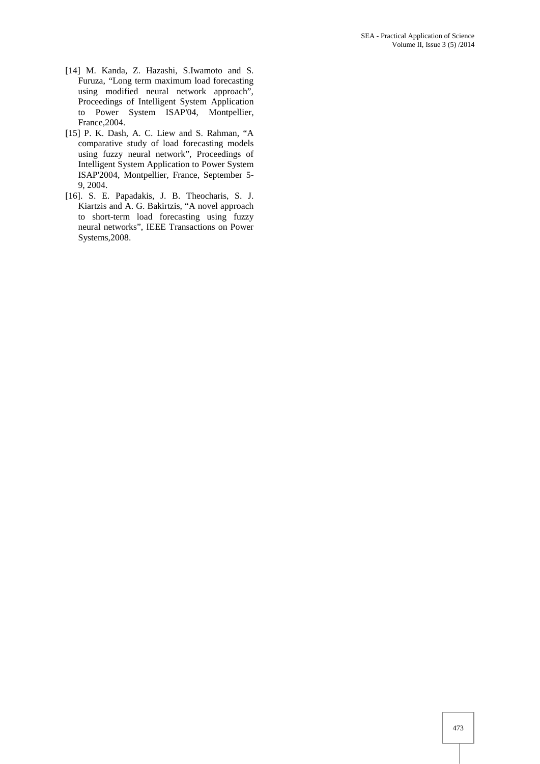[14] M. Kanda, Z. Hazashi, S.Iwamoto and S. Furuza, "Long term maximum load forecasting using modified neural network approach", Proceedings of Intelligent System Application to Power System ISAP'04, Montpellier, France,2004.

[15] P. K. Dash, A. C. Liew and S. Rahman, "A comparative study of load forecasting models using fuzzy neural network", Proceedings of Intelligent System Application to Power System ISAP'2004, Montpellier, France, September 5-9, 2004.

[16]. S. E. Papadakis, J. B. Theocharis, S. J. Kiartzis and A. G. Bakirtzis, "A novel approach to short-term load forecasting using fuzzy neural networks", IEEE Transactions on Power Systems,2008.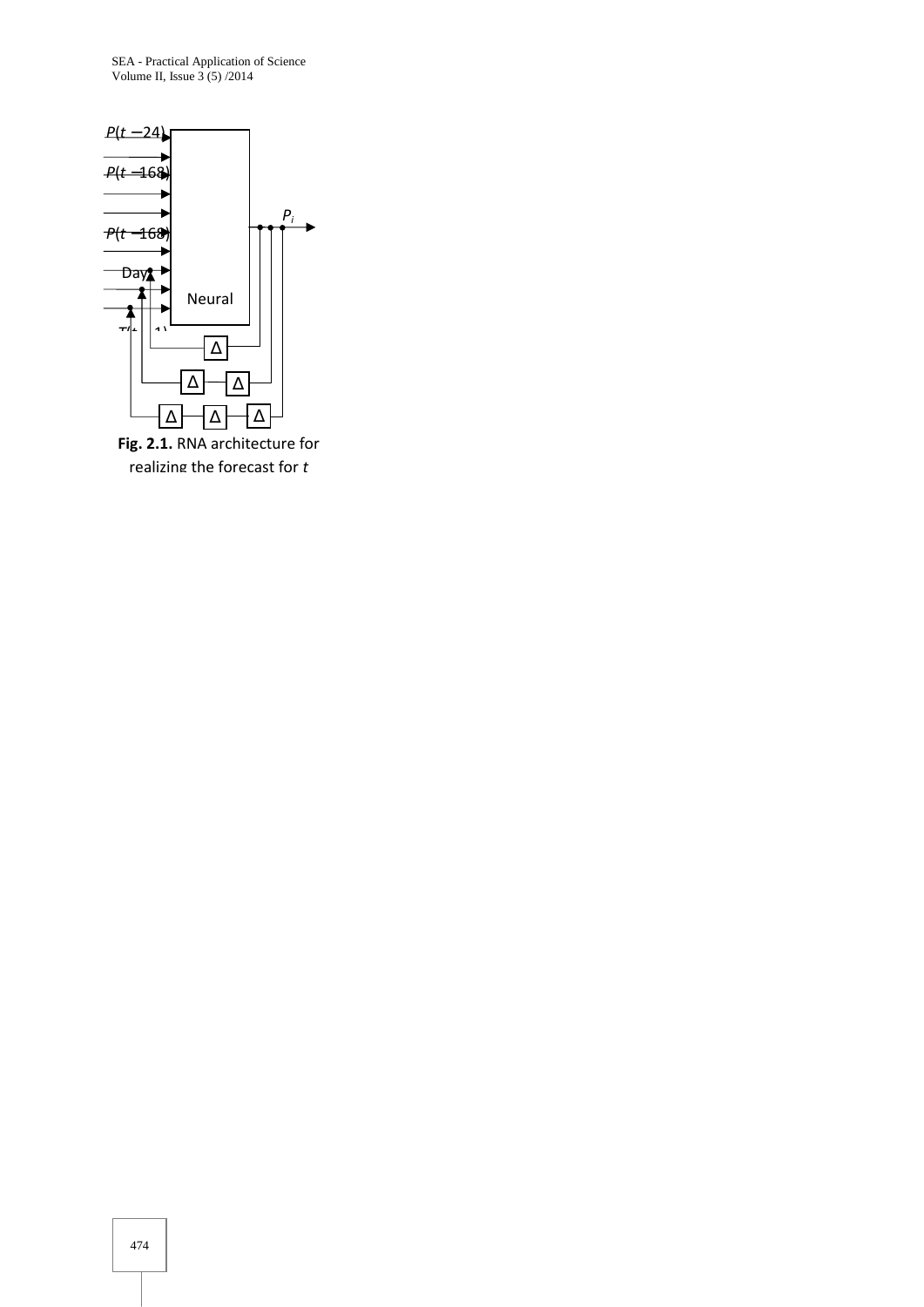$P(t-24)$

$P(t-168)$

$P(t-168)$

Day

Neural

$P_i$

Δ

Δ Δ

Δ Δ Δ

**Fig. 2.1.** RNA architecture for realizing the forecast for $t$